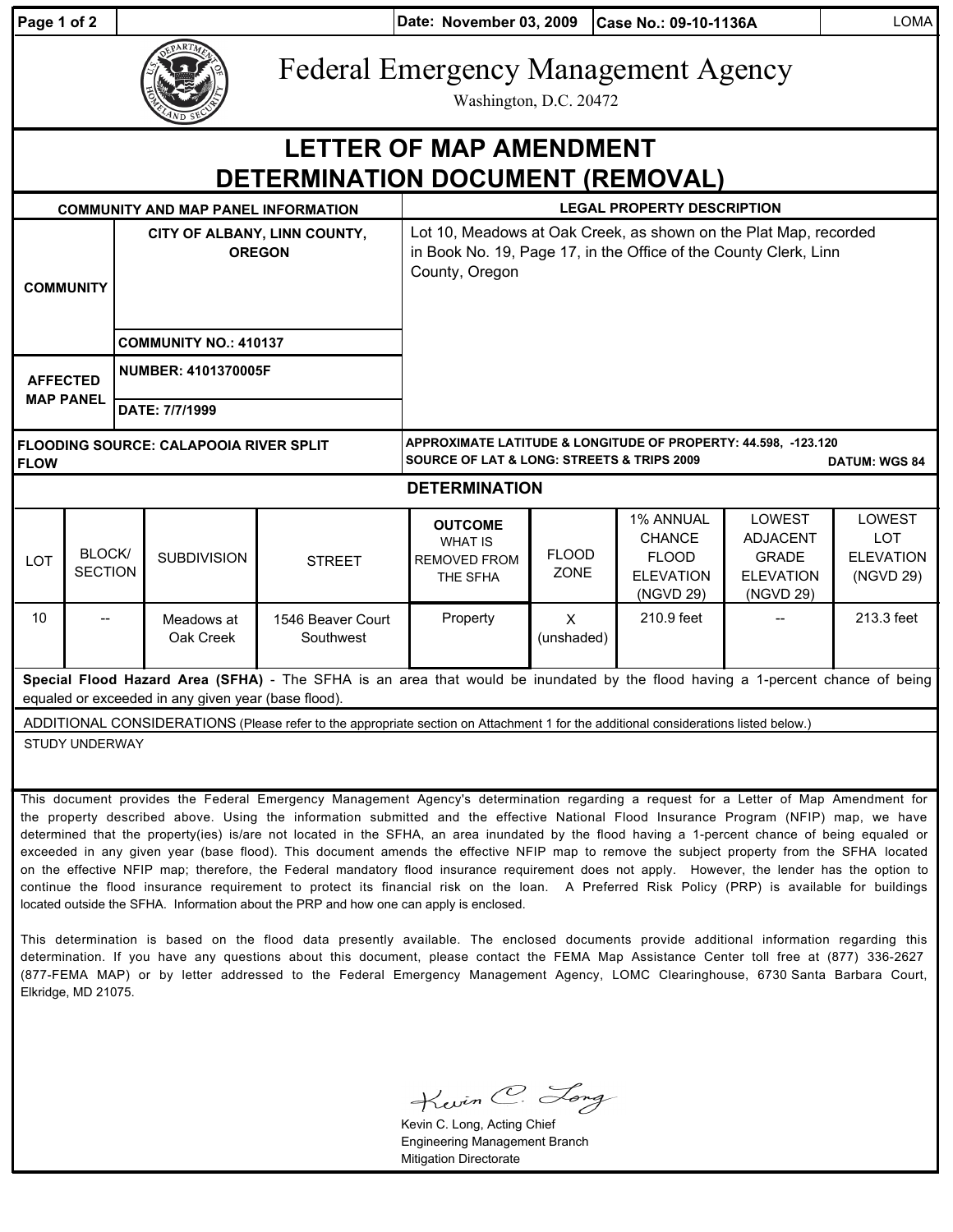Date: November 03, 2009 | Case No.: 09-10-1136A | LOMA

# Federal Emergency Management Agency

Washington, D.C. 20472

# LETTER OF MAP AMENDMENT DETERMINATION DOCUMENT (REMOVAL)

| COMMUNITY AND MAP PANEL INFORMATION | | LEGAL PROPERTY DESCRIPTION |
|---|---|---|
| COMMUNITY | CITY OF ALBANY, LINN COUNTY, OREGON | Lot 10, Meadows at Oak Creek, as shown on the Plat Map, recorded in Book No. 19, Page 17, in the Office of the County Clerk, Linn County, Oregon |
| | COMMUNITY NO.: 410137 | |
| AFFECTED MAP PANEL | NUMBER: 4101370005F | |
| | DATE: 7/7/1999 | |

**FLOODING SOURCE: CALAPOOIA RIVER SPLIT FLOW**

**APPROXIMATE LATITUDE & LONGITUDE OF PROPERTY: 44.598, -123.120**
**SOURCE OF LAT & LONG: STREETS & TRIPS 2009** **DATUM: WGS 84**

## DETERMINATION

| LOT | BLOCK/ SECTION | SUBDIVISION | STREET | OUTCOME WHAT IS REMOVED FROM THE SFHA | FLOOD ZONE | 1% ANNUAL CHANCE FLOOD ELEVATION (NGVD 29) | LOWEST ADJACENT GRADE ELEVATION (NGVD 29) | LOWEST LOT ELEVATION (NGVD 29) |
|---|---|---|---|---|---|---|---|---|
| 10 | -- | Meadows at Oak Creek | 1546 Beaver Court Southwest | Property | X (unshaded) | 210.9 feet | -- | 213.3 feet |

**Special Flood Hazard Area (SFHA)** - The SFHA is an area that would be inundated by the flood having a 1-percent chance of being equaled or exceeded in any given year (base flood).

ADDITIONAL CONSIDERATIONS (Please refer to the appropriate section on Attachment 1 for the additional considerations listed below.)

STUDY UNDERWAY

This document provides the Federal Emergency Management Agency's determination regarding a request for a Letter of Map Amendment for the property described above. Using the information submitted and the effective National Flood Insurance Program (NFIP) map, we have determined that the property(ies) is/are not located in the SFHA, an area inundated by the flood having a 1-percent chance of being equaled or exceeded in any given year (base flood). This document amends the effective NFIP map to remove the subject property from the SFHA located on the effective NFIP map; therefore, the Federal mandatory flood insurance requirement does not apply. However, the lender has the option to continue the flood insurance requirement to protect its financial risk on the loan. A Preferred Risk Policy (PRP) is available for buildings located outside the SFHA. Information about the PRP and how one can apply is enclosed.

This determination is based on the flood data presently available. The enclosed documents provide additional information regarding this determination. If you have any questions about this document, please contact the FEMA Map Assistance Center toll free at (877) 336-2627 (877-FEMA MAP) or by letter addressed to the Federal Emergency Management Agency, LOMC Clearinghouse, 6730 Santa Barbara Court, Elkridge, MD 21075.

Kevin C. Long, Acting Chief
Engineering Management Branch
Mitigation Directorate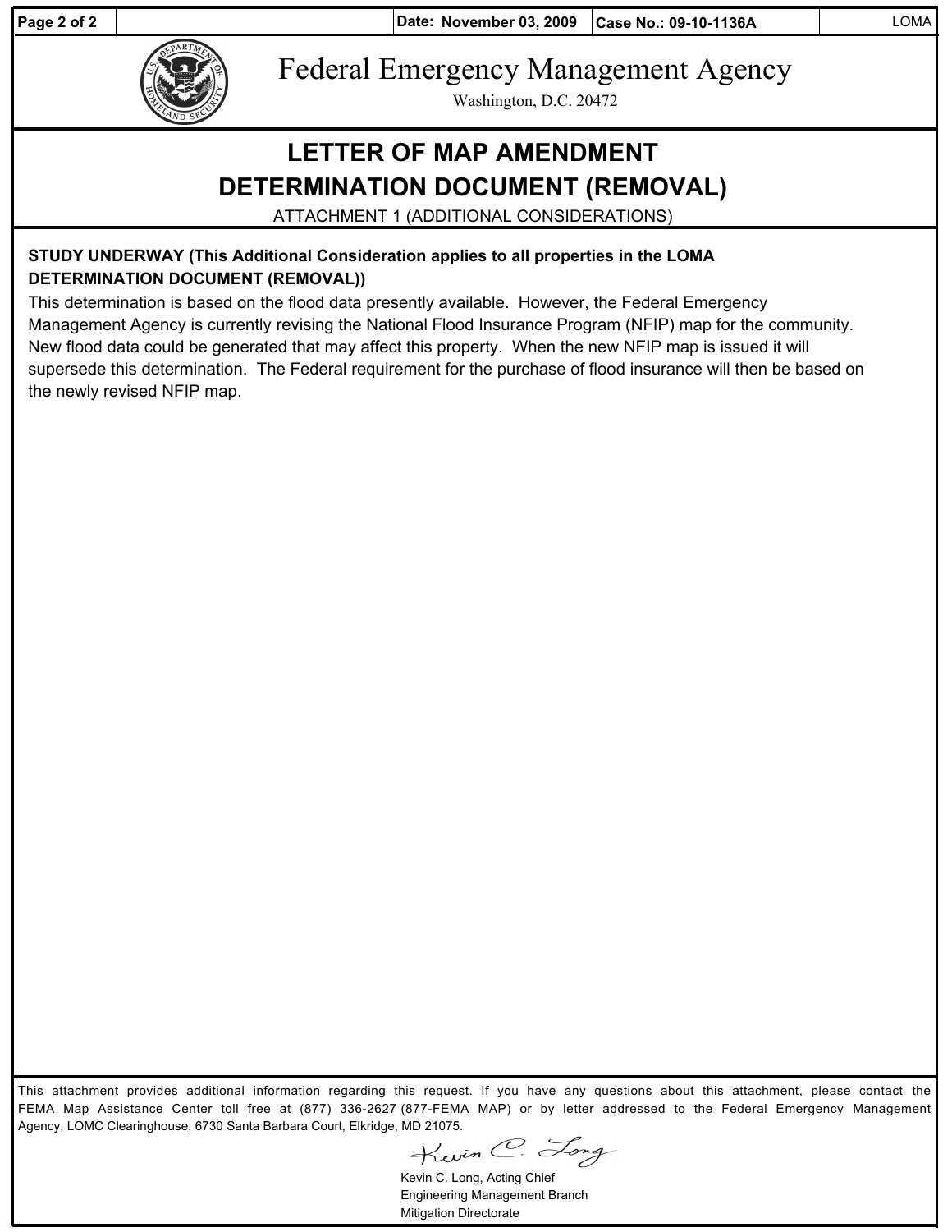Date: November 03, 2009 | Case No.: 09-10-1136A | LOMA

# Federal Emergency Management Agency

Washington, D.C. 20472

## LETTER OF MAP AMENDMENT DETERMINATION DOCUMENT (REMOVAL)

ATTACHMENT 1 (ADDITIONAL CONSIDERATIONS)

**STUDY UNDERWAY (This Additional Consideration applies to all properties in the LOMA DETERMINATION DOCUMENT (REMOVAL))**

This determination is based on the flood data presently available. However, the Federal Emergency Management Agency is currently revising the National Flood Insurance Program (NFIP) map for the community. New flood data could be generated that may affect this property. When the new NFIP map is issued it will supersede this determination. The Federal requirement for the purchase of flood insurance will then be based on the newly revised NFIP map.

This attachment provides additional information regarding this request. If you have any questions about this attachment, please contact the FEMA Map Assistance Center toll free at (877) 336-2627 (877-FEMA MAP) or by letter addressed to the Federal Emergency Management Agency, LOMC Clearinghouse, 6730 Santa Barbara Court, Elkridge, MD 21075.

Kevin C. Long, Acting Chief
Engineering Management Branch
Mitigation Directorate